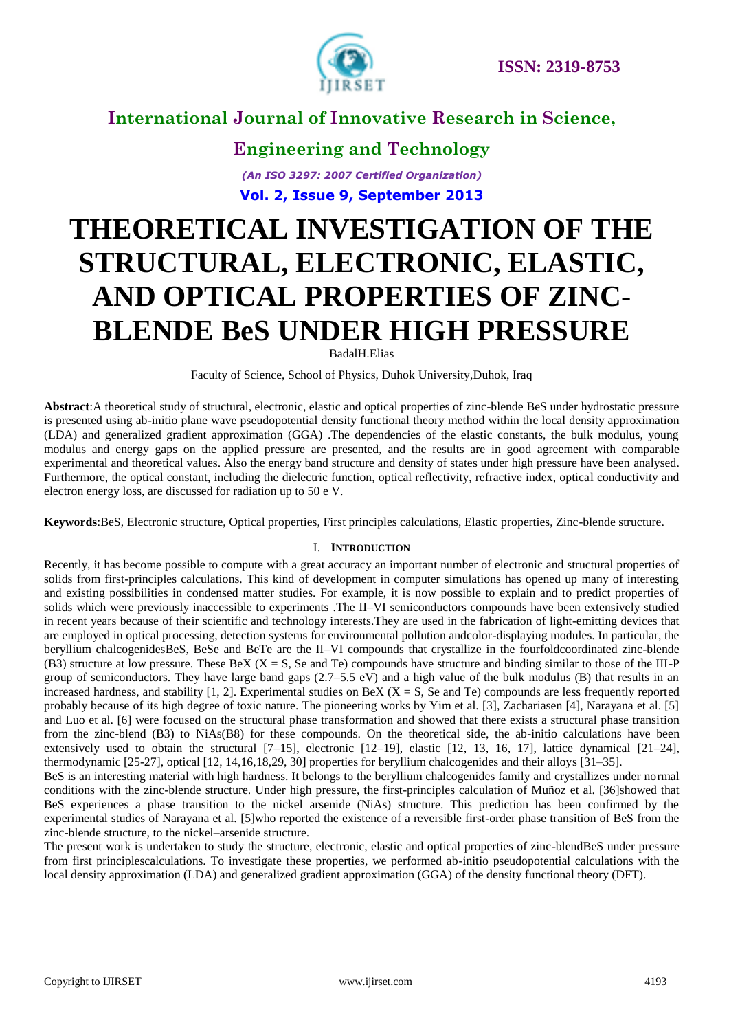# THEORETICAL INVESTIGATION OF THE STRUCTURAL, ELECTRONIC, ELASTIC, AND OPTICAL PROPERTIES OF ZINC-BLENDE BeS UNDER HIGH PRESSURE

BadalH.Elias

Faculty of Science, School of Physics, Duhok University,Duhok, Iraq

**Abstract**:A theoretical study of structural, electronic, elastic and optical properties of zinc-blende BeS under hydrostatic pressure is presented using ab-initio plane wave pseudopotential density functional theory method within the local density approximation (LDA) and generalized gradient approximation (GGA) .The dependencies of the elastic constants, the bulk modulus, young modulus and energy gaps on the applied pressure are presented, and the results are in good agreement with comparable experimental and theoretical values. Also the energy band structure and density of states under high pressure have been analysed. Furthermore, the optical constant, including the dielectric function, optical reflectivity, refractive index, optical conductivity and electron energy loss, are discussed for radiation up to 50 e V.

**Keywords**:BeS, Electronic structure, Optical properties, First principles calculations, Elastic properties, Zinc-blende structure.

## I. INTRODUCTION

Recently, it has become possible to compute with a great accuracy an important number of electronic and structural properties of solids from first-principles calculations. This kind of development in computer simulations has opened up many of interesting and existing possibilities in condensed matter studies. For example, it is now possible to explain and to predict properties of solids which were previously inaccessible to experiments .The II–VI semiconductors compounds have been extensively studied in recent years because of their scientific and technology interests.They are used in the fabrication of light-emitting devices that are employed in optical processing, detection systems for environmental pollution andcolor-displaying modules. In particular, the beryllium chalcogenidesBeS, BeSe and BeTe are the II–VI compounds that crystallize in the fourfoldcoordinated zinc-blende (B3) structure at low pressure. These BeX (X = S, Se and Te) compounds have structure and binding similar to those of the III-P group of semiconductors. They have large band gaps (2.7–5.5 eV) and a high value of the bulk modulus (B) that results in an increased hardness, and stability [1, 2]. Experimental studies on BeX (X = S, Se and Te) compounds are less frequently reported probably because of its high degree of toxic nature. The pioneering works by Yim et al. [3], Zachariasen [4], Narayana et al. [5] and Luo et al. [6] were focused on the structural phase transformation and showed that there exists a structural phase transition from the zinc-blend (B3) to NiAs(B8) for these compounds. On the theoretical side, the ab-initio calculations have been extensively used to obtain the structural [7–15], electronic [12–19], elastic [12, 13, 16, 17], lattice dynamical [21–24], thermodynamic [25-27], optical [12, 14,16,18,29, 30] properties for beryllium chalcogenides and their alloys [31–35].

BeS is an interesting material with high hardness. It belongs to the beryllium chalcogenides family and crystallizes under normal conditions with the zinc-blende structure. Under high pressure, the first-principles calculation of Muñoz et al. [36]showed that BeS experiences a phase transition to the nickel arsenide (NiAs) structure. This prediction has been confirmed by the experimental studies of Narayana et al. [5]who reported the existence of a reversible first-order phase transition of BeS from the zinc-blende structure, to the nickel–arsenide structure.

The present work is undertaken to study the structure, electronic, elastic and optical properties of zinc-blendBeS under pressure from first principlescalculations. To investigate these properties, we performed ab-initio pseudopotential calculations with the local density approximation (LDA) and generalized gradient approximation (GGA) of the density functional theory (DFT).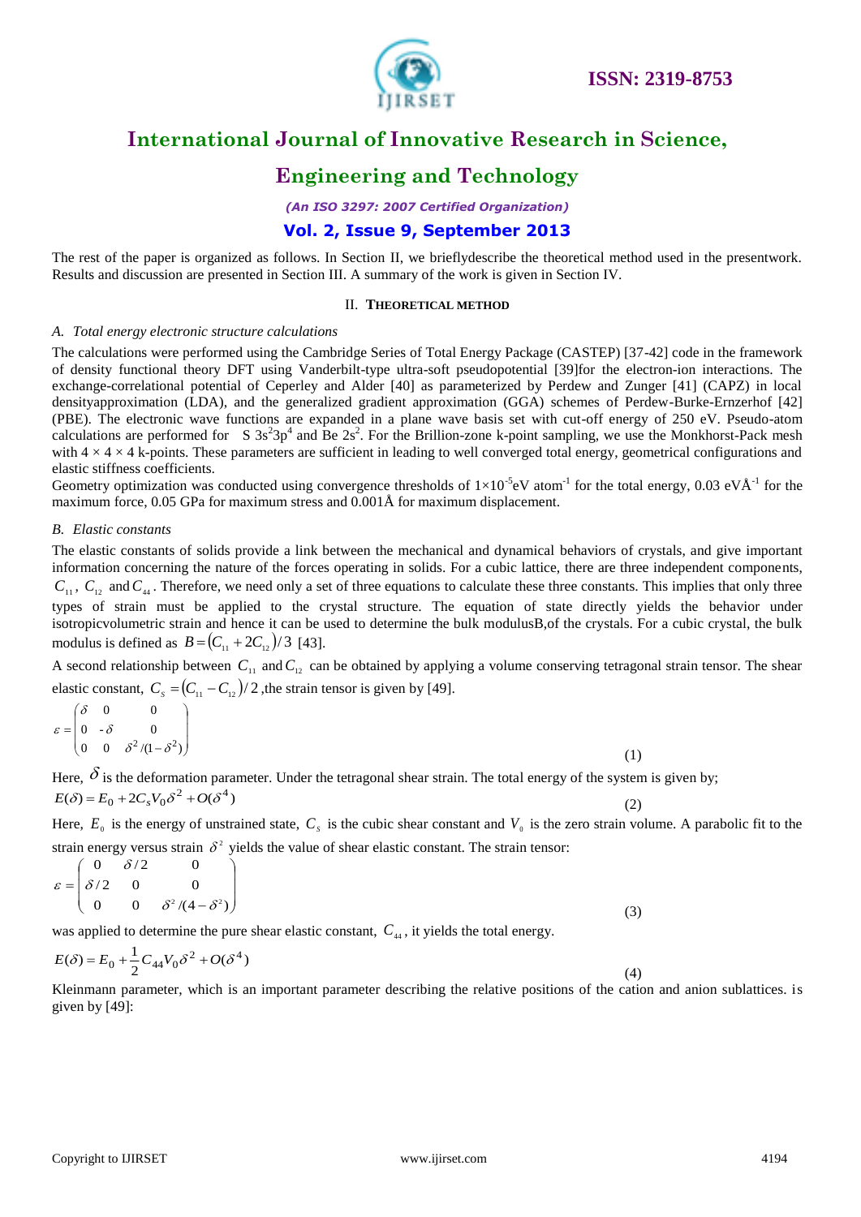The rest of the paper is organized as follows. In Section II, we brieflydescribe the theoretical method used in the presentwork. Results and discussion are presented in Section III. A summary of the work is given in Section IV.

## II. THEORETICAL METHOD

### *A. Total energy electronic structure calculations*

The calculations were performed using the Cambridge Series of Total Energy Package (CASTEP) [37-42] code in the framework of density functional theory DFT using Vanderbilt-type ultra-soft pseudopotential [39]for the electron-ion interactions. The exchange-correlational potential of Ceperley and Alder [40] as parameterized by Perdew and Zunger [41] (CAPZ) in local densityapproximation (LDA), and the generalized gradient approximation (GGA) schemes of Perdew-Burke-Ernzerhof [42] (PBE). The electronic wave functions are expanded in a plane wave basis set with cut-off energy of 250 eV. Pseudo-atom calculations are performed for S $3s^2 3p^4$ and Be $2s^2$. For the Brillion-zone k-point sampling, we use the Monkhorst-Pack mesh with $4 \times 4 \times 4$ k-points. These parameters are sufficient in leading to well converged total energy, geometrical configurations and elastic stiffness coefficients.

Geometry optimization was conducted using convergence thresholds of $1 \times 10^{-5}$eV atom$^{-1}$ for the total energy, 0.03 eVÅ$^{-1}$ for the maximum force, 0.05 GPa for maximum stress and 0.001Å for maximum displacement.

### *B. Elastic constants*

The elastic constants of solids provide a link between the mechanical and dynamical behaviors of crystals, and give important information concerning the nature of the forces operating in solids. For a cubic lattice, there are three independent components, $C_{11}$, $C_{12}$ and $C_{44}$. Therefore, we need only a set of three equations to calculate these three constants. This implies that only three types of strain must be applied to the crystal structure. The equation of state directly yields the behavior under isotropicvolumetric strain and hence it can be used to determine the bulk modulusB,of the crystals. For a cubic crystal, the bulk modulus is defined as $B = (C_{11} + 2C_{12})/3$ [43].

A second relationship between $C_{11}$ and $C_{12}$ can be obtained by applying a volume conserving tetragonal strain tensor. The shear elastic constant, $C_s = (C_{11} - C_{12})/2$ ,the strain tensor is given by [49].

$$\varepsilon = \begin{pmatrix} \delta & 0 & 0 \\ 0 & -\delta & 0 \\ 0 & 0 & \delta^2/(1-\delta^2) \end{pmatrix} \tag{1}$$

Here, $\delta$ is the deformation parameter. Under the tetragonal shear strain. The total energy of the system is given by;

$$E(\delta) = E_0 + 2C_s V_0 \delta^2 + O(\delta^4) \tag{2}$$

Here, $E_0$ is the energy of unstrained state, $C_s$ is the cubic shear constant and $V_0$ is the zero strain volume. A parabolic fit to the strain energy versus strain $\delta^2$ yields the value of shear elastic constant. The strain tensor:

$$\varepsilon = \begin{pmatrix} 0 & \delta/2 & 0 \\ \delta/2 & 0 & 0 \\ 0 & 0 & \delta^2/(4-\delta^2) \end{pmatrix} \tag{3}$$

was applied to determine the pure shear elastic constant, $C_{44}$, it yields the total energy.

$$E(\delta) = E_0 + \frac{1}{2} C_{44} V_0 \delta^2 + O(\delta^4) \tag{4}$$

Kleinmann parameter, which is an important parameter describing the relative positions of the cation and anion sublattices. is given by [49]: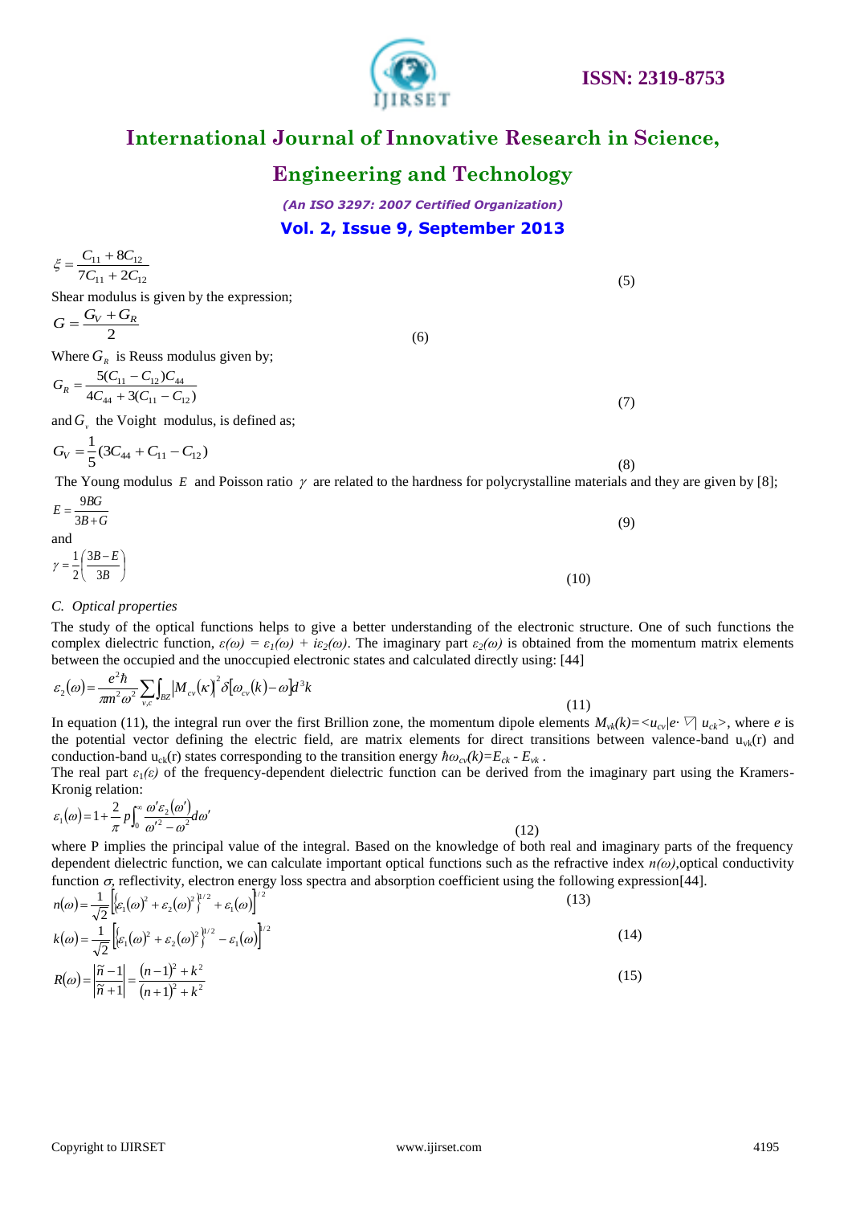$$\xi = \frac{C_{11} + 8C_{12}}{7C_{11} + 2C_{12}} \tag{5}$$

Shear modulus is given by the expression;

$$G = \frac{G_V + G_R}{2} \tag{6}$$

Where $G_R$ is Reuss modulus given by;

$$G_R = \frac{5(C_{11} - C_{12})C_{44}}{4C_{44} + 3(C_{11} - C_{12})} \tag{7}$$

and $G_v$ the Voight modulus, is defined as;

$$G_V = \frac{1}{5}(3C_{44} + C_{11} - C_{12}) \tag{8}$$

The Young modulus $E$ and Poisson ratio $\gamma$ are related to the hardness for polycrystalline materials and they are given by [8];

$$E = \frac{9BG}{3B+G} \tag{9}$$

and

$$\gamma = \frac{1}{2}\left(\frac{3B-E}{3B}\right) \tag{10}$$

*C. Optical properties*

The study of the optical functions helps to give a better understanding of the electronic structure. One of such functions the complex dielectric function, $\varepsilon(\omega) = \varepsilon_1(\omega) + i\varepsilon_2(\omega)$. The imaginary part $\varepsilon_2(\omega)$ is obtained from the momentum matrix elements between the occupied and the unoccupied electronic states and calculated directly using: [44]

$$\varepsilon_2(\omega) = \frac{e^2\hbar}{\pi m^2\omega^2}\sum_{v,c}\int_{BZ}\left|M_{cv}(\kappa)\right|^2\delta\left[\omega_{cv}(k) - \omega\right]d^3k \tag{11}$$

In equation (11), the integral run over the first Brillion zone, the momentum dipole elements $M_{vk}(k)=<u_{cv}|e\cdot\nabla|\, u_{ck}>$, where $e$ is the potential vector defining the electric field, are matrix elements for direct transitions between valence-band $u_{vk}(r)$ and conduction-band $u_{ck}(r)$ states corresponding to the transition energy $\hbar\omega_{cv}(k)=E_{ck} - E_{vk}$.

The real part $\varepsilon_1(\varepsilon)$ of the frequency-dependent dielectric function can be derived from the imaginary part using the Kramers-Kronig relation:

$$\varepsilon_1(\omega) = 1 + \frac{2}{\pi}p\int_0^{\infty}\frac{\omega'\varepsilon_2(\omega')}{\omega'^2 - \omega^2}d\omega' \tag{12}$$

where P implies the principal value of the integral. Based on the knowledge of both real and imaginary parts of the frequency dependent dielectric function, we can calculate important optical functions such as the refractive index $n(\omega)$, optical conductivity function $\sigma$, reflectivity, electron energy loss spectra and absorption coefficient using the following expression[44].

$$n(\omega) = \frac{1}{\sqrt{2}}\left[\left\{\varepsilon_1(\omega)^2 + \varepsilon_2(\omega)^2\right\}^{1/2} + \varepsilon_1(\omega)\right]^{1/2} \tag{13}$$

$$k(\omega) = \frac{1}{\sqrt{2}}\left[\left\{\varepsilon_1(\omega)^2 + \varepsilon_2(\omega)^2\right\}^{1/2} - \varepsilon_1(\omega)\right]^{1/2} \tag{14}$$

$$R(\omega) = \left|\frac{\tilde{n} - 1}{\tilde{n} + 1}\right| = \frac{(n-1)^2 + k^2}{(n+1)^2 + k^2} \tag{15}$$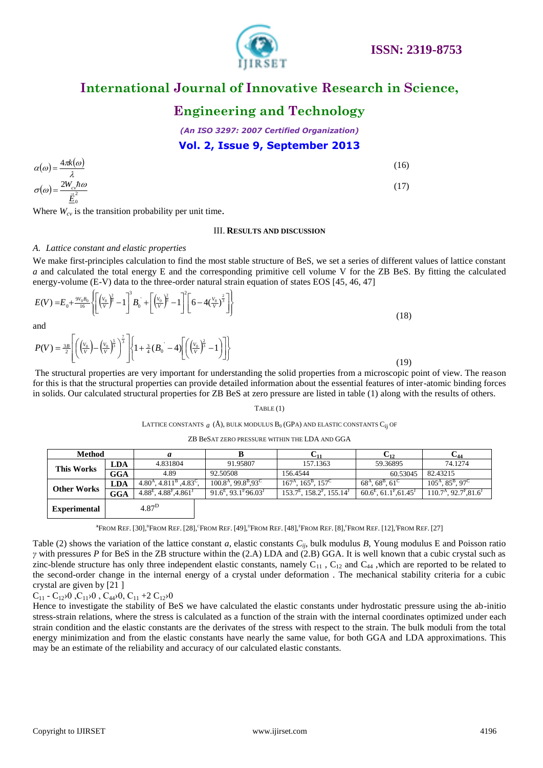$$\alpha(\omega) = \frac{4\pi k(\omega)}{\lambda} \tag{16}$$

$$\sigma(\omega) = \frac{2W_{cv}\hbar\omega}{\vec{E}_0^2} \tag{17}$$

Where $W_{cv}$ is the transition probability per unit time.

## III. Results and discussion

### A. Lattice constant and elastic properties

We make first-principles calculation to find the most stable structure of BeS, we set a series of different values of lattice constant $a$ and calculated the total energy E and the corresponding primitive cell volume V for the ZB BeS. By fitting the calculated energy-volume (E-V) data to the three-order natural strain equation of states EOS [45, 46, 47]

$$E(V) = E_0 + \frac{9V_0B_0}{16}\left\{\left[\left(\frac{V_0}{V}\right)^{\frac{2}{3}} - 1\right]^3 B_0' + \left[\left(\frac{V_0}{V}\right)^{\frac{2}{3}} - 1\right]^2\left[6 - 4\left(\frac{V_0}{V}\right)^{\frac{2}{3}}\right]\right\} \tag{18}$$

and

$$P(V) = \frac{3B}{2}\left[\left(\left(\frac{V_0}{V}\right) - \left(\frac{V_0}{V}\right)^{\frac{5}{3}}\right)^{\frac{7}{3}}\right]\left\{1 + \frac{3}{4}(B_0' - 4)\left[\left(\left(\frac{V_0}{V}\right)^{\frac{2}{3}} - 1\right)\right]\right\} \tag{19}$$

The structural properties are very important for understanding the solid properties from a microscopic point of view. The reason for this is that the structural properties can provide detailed information about the essential features of inter-atomic binding forces in solids. Our calculated structural properties for ZB BeS at zero pressure are listed in table (1) along with the results of others.

TABLE (1)

LATTICE CONSTANTS $a$ (Å), BULK MODULUS $B_0$ (GPA) AND ELASTIC CONSTANTS $C_{ij}$ OF ZB BESAT ZERO PRESSURE WITHIN THE LDA AND GGA

| Method | | $a$ | B | $C_{11}$ | $C_{12}$ | $C_{44}$ |
|---|---|---|---|---|---|---|
| This Works | LDA | 4.831804 | 91.95807 | 157.1363 | 59.36895 | 74.1274 |
| | GGA | 4.89 | 92.50508 | 156.4544 | 60.53045 | 82.43215 |
| Other Works | LDA | 4.80[A], 4.811[B], 4.83[C], | 100.8[A], 99.8[B], 93[C] | 167[A], 165[B], 157[C] | 68[A], 68[B], 61[C] | 105[A], 85[B], 97[C] |
| | GGA | 4.88[E], 4.88[F], 4.861[J] | 91.6[E], 93.1[F], 96.03[J] | 153.7[E], 158.2[F], 155.14[J] | 60.6[E], 61.1[F], 61.45[J] | 110.7[A], 92.7[F], 81.6[J] |
| Experimental | | 4.87[D] | | | | |

[A]FROM REF. [30], [B]FROM REF. [28], [C]FROM REF. [49], [D]FROM REF. [48], [E]FROM REF. [8], [F]FROM REF. [12], [J]FROM REF. [27]

Table (2) shows the variation of the lattice constant $a$, elastic constants $C_{ij}$, bulk modulus $B$, Young modulus E and Poisson ratio $\gamma$ with pressures $P$ for BeS in the ZB structure within the (2.A) LDA and (2.B) GGA. It is well known that a cubic crystal such as zinc-blende structure has only three independent elastic constants, namely $C_{11}$ , $C_{12}$ and $C_{44}$ ,which are reported to be related to the second-order change in the internal energy of a crystal under deformation . The mechanical stability criteria for a cubic crystal are given by [21 ]

$C_{11} - C_{12} > 0$ , $C_{11} > 0$ , $C_{44} > 0$, $C_{11} + 2C_{12} > 0$

Hence to investigate the stability of BeS we have calculated the elastic constants under hydrostatic pressure using the ab-initio stress-strain relations, where the stress is calculated as a function of the strain with the internal coordinates optimized under each strain condition and the elastic constants are the derivates of the stress with respect to the strain. The bulk moduli from the total energy minimization and from the elastic constants have nearly the same value, for both GGA and LDA approximations. This may be an estimate of the reliability and accuracy of our calculated elastic constants.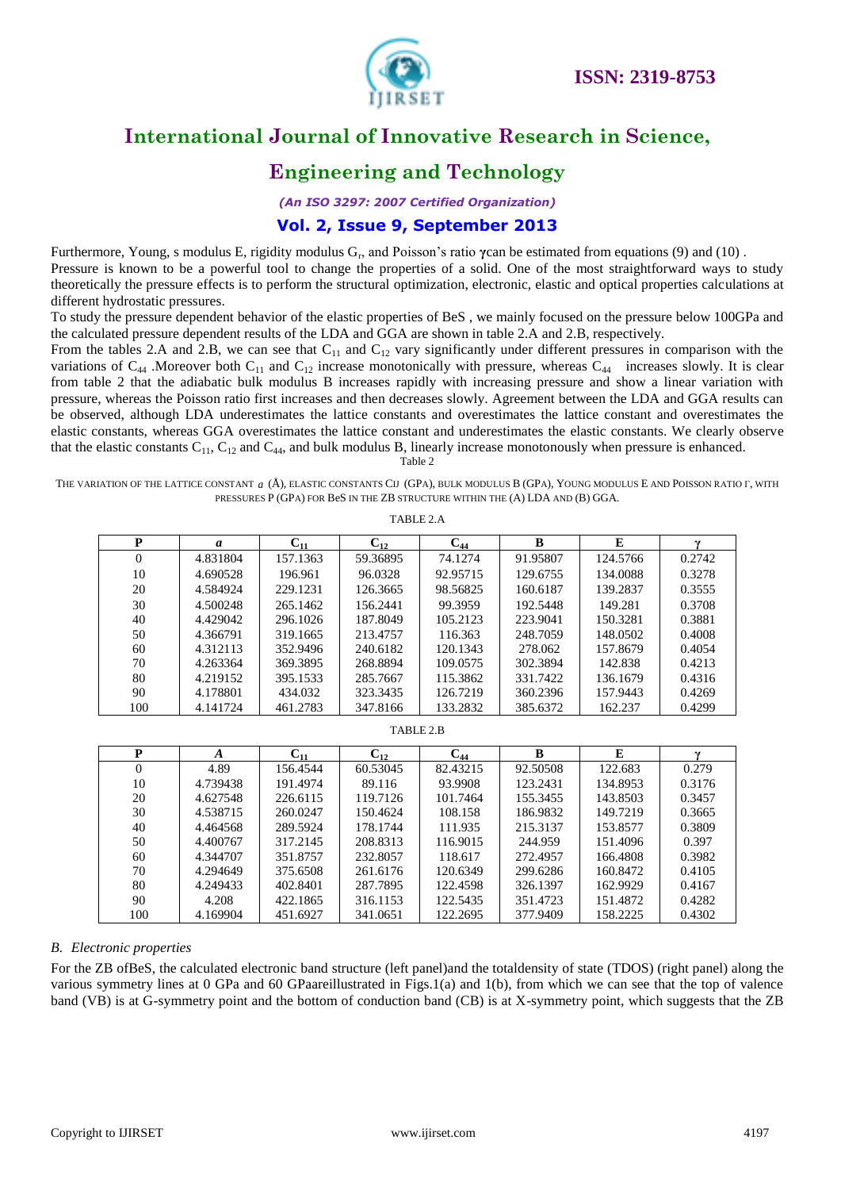Furthermore, Young, s modulus E, rigidity modulus $G_r$, and Poisson's ratio **γ**can be estimated from equations (9) and (10) .
Pressure is known to be a powerful tool to change the properties of a solid. One of the most straightforward ways to study theoretically the pressure effects is to perform the structural optimization, electronic, elastic and optical properties calculations at different hydrostatic pressures.
To study the pressure dependent behavior of the elastic properties of BeS , we mainly focused on the pressure below 100GPa and the calculated pressure dependent results of the LDA and GGA are shown in table 2.A and 2.B, respectively.
From the tables 2.A and 2.B, we can see that $C_{11}$ and $C_{12}$ vary significantly under different pressures in comparison with the variations of $C_{44}$ .Moreover both $C_{11}$ and $C_{12}$ increase monotonically with pressure, whereas $C_{44}$ increases slowly. It is clear from table 2 that the adiabatic bulk modulus B increases rapidly with increasing pressure and show a linear variation with pressure, whereas the Poisson ratio first increases and then decreases slowly. Agreement between the LDA and GGA results can be observed, although LDA underestimates the lattice constants and overestimates the lattice constant and overestimates the elastic constants, whereas GGA overestimates the lattice constant and underestimates the elastic constants. We clearly observe that the elastic constants $C_{11}$, $C_{12}$ and $C_{44}$, and bulk modulus B, linearly increase monotonously when pressure is enhanced.

Table 2

THE VARIATION OF THE LATTICE CONSTANT $a$ (Å), ELASTIC CONSTANTS $C_{IJ}$ (GPA), BULK MODULUS B (GPA), YOUNG MODULUS E AND POISSON RATIO Γ, WITH PRESSURES P (GPA) FOR BeS IN THE ZB STRUCTURE WITHIN THE (A) LDA AND (B) GGA.

TABLE 2.A

| P | *a* | $C_{11}$ | $C_{12}$ | $C_{44}$ | B | E | γ |
|---|---|---|---|---|---|---|---|
| 0 | 4.831804 | 157.1363 | 59.36895 | 74.1274 | 91.95807 | 124.5766 | 0.2742 |
| 10 | 4.690528 | 196.961 | 96.0328 | 92.95715 | 129.6755 | 134.0088 | 0.3278 |
| 20 | 4.584924 | 229.1231 | 126.3665 | 98.56825 | 160.6187 | 139.2837 | 0.3555 |
| 30 | 4.500248 | 265.1462 | 156.2441 | 99.3959 | 192.5448 | 149.281 | 0.3708 |
| 40 | 4.429042 | 296.1026 | 187.8049 | 105.2123 | 223.9041 | 150.3281 | 0.3881 |
| 50 | 4.366791 | 319.1665 | 213.4757 | 116.363 | 248.7059 | 148.0502 | 0.4008 |
| 60 | 4.312113 | 352.9496 | 240.6182 | 120.1343 | 278.062 | 157.8679 | 0.4054 |
| 70 | 4.263364 | 369.3895 | 268.8894 | 109.0575 | 302.3894 | 142.838 | 0.4213 |
| 80 | 4.219152 | 395.1533 | 285.7667 | 115.3862 | 331.7422 | 136.1679 | 0.4316 |
| 90 | 4.178801 | 434.032 | 323.3435 | 126.7219 | 360.2396 | 157.9443 | 0.4269 |
| 100 | 4.141724 | 461.2783 | 347.8166 | 133.2832 | 385.6372 | 162.237 | 0.4299 |

TABLE 2.B

| P | *A* | $C_{11}$ | $C_{12}$ | $C_{44}$ | B | E | γ |
|---|---|---|---|---|---|---|---|
| 0 | 4.89 | 156.4544 | 60.53045 | 82.43215 | 92.50508 | 122.683 | 0.279 |
| 10 | 4.739438 | 191.4974 | 89.116 | 93.9908 | 123.2431 | 134.8953 | 0.3176 |
| 20 | 4.627548 | 226.6115 | 119.7126 | 101.7464 | 155.3455 | 143.8503 | 0.3457 |
| 30 | 4.538715 | 260.0247 | 150.4624 | 108.158 | 186.9832 | 149.7219 | 0.3665 |
| 40 | 4.464568 | 289.5924 | 178.1744 | 111.935 | 215.3137 | 153.8577 | 0.3809 |
| 50 | 4.400767 | 317.2145 | 208.8313 | 116.9015 | 244.959 | 151.4096 | 0.397 |
| 60 | 4.344707 | 351.8757 | 232.8057 | 118.617 | 272.4957 | 166.4808 | 0.3982 |
| 70 | 4.294649 | 375.6508 | 261.6176 | 120.6349 | 299.6286 | 160.8472 | 0.4105 |
| 80 | 4.249433 | 402.8401 | 287.7895 | 122.4598 | 326.1397 | 162.9929 | 0.4167 |
| 90 | 4.208 | 422.1865 | 316.1153 | 122.5435 | 351.4723 | 151.4872 | 0.4282 |
| 100 | 4.169904 | 451.6927 | 341.0651 | 122.2695 | 377.9409 | 158.2225 | 0.4302 |

### *B. Electronic properties*

For the ZB ofBeS, the calculated electronic band structure (left panel)and the totaldensity of state (TDOS) (right panel) along the various symmetry lines at 0 GPa and 60 GPaareillustrated in Figs.1(a) and 1(b), from which we can see that the top of valence band (VB) is at G-symmetry point and the bottom of conduction band (CB) is at X-symmetry point, which suggests that the ZB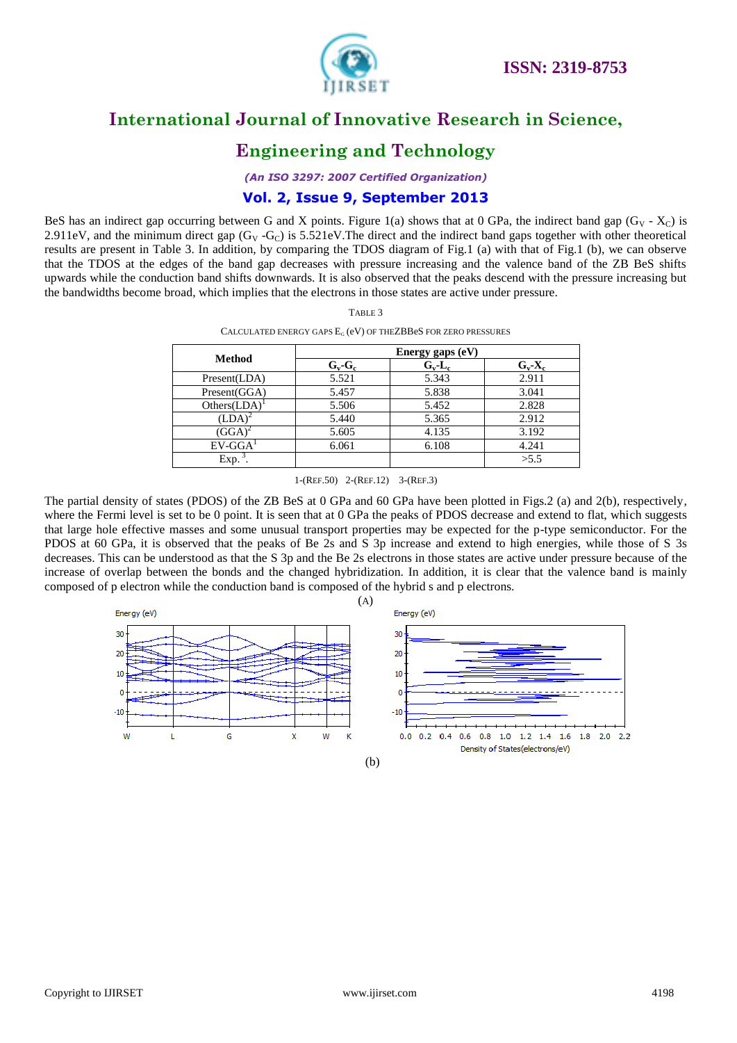BeS has an indirect gap occurring between G and X points. Figure 1(a) shows that at 0 GPa, the indirect band gap ($G_V$ - $X_C$) is 2.911eV, and the minimum direct gap ($G_V$ -$G_C$) is 5.521eV.The direct and the indirect band gaps together with other theoretical results are present in Table 3. In addition, by comparing the TDOS diagram of Fig.1 (a) with that of Fig.1 (b), we can observe that the TDOS at the edges of the band gap decreases with pressure increasing and the valence band of the ZB BeS shifts upwards while the conduction band shifts downwards. It is also observed that the peaks descend with the pressure increasing but the bandwidths become broad, which implies that the electrons in those states are active under pressure.

TABLE 3

CALCULATED ENERGY GAPS $E_G$ (eV) OF THEZBBeS FOR ZERO PRESSURES

| Method | Energy gaps (eV) | | |
|---|---|---|---|
| | $G_v$-$G_c$ | $G_v$-$L_c$ | $G_v$-$X_c$ |
| Present(LDA) | 5.521 | 5.343 | 2.911 |
| Present(GGA) | 5.457 | 5.838 | 3.041 |
| Others(LDA)[1] | 5.506 | 5.452 | 2.828 |
| (LDA)[2] | 5.440 | 5.365 | 2.912 |
| (GGA)[2] | 5.605 | 4.135 | 3.192 |
| EV-GGA[1] | 6.061 | 6.108 | 4.241 |
| Exp. [3]. | | | >5.5 |

1-(REF.50) 2-(REF.12) 3-(REF.3)

The partial density of states (PDOS) of the ZB BeS at 0 GPa and 60 GPa have been plotted in Figs.2 (a) and 2(b), respectively, where the Fermi level is set to be 0 point. It is seen that at 0 GPa the peaks of PDOS decrease and extend to flat, which suggests that large hole effective masses and some unusual transport properties may be expected for the p-type semiconductor. For the PDOS at 60 GPa, it is observed that the peaks of Be 2s and S 3p increase and extend to high energies, while those of S 3s decreases. This can be understood as that the S 3p and the Be 2s electrons in those states are active under pressure because of the increase of overlap between the bonds and the changed hybridization. In addition, it is clear that the valence band is mainly composed of p electron while the conduction band is composed of the hybrid s and p electrons.

(A)

(b)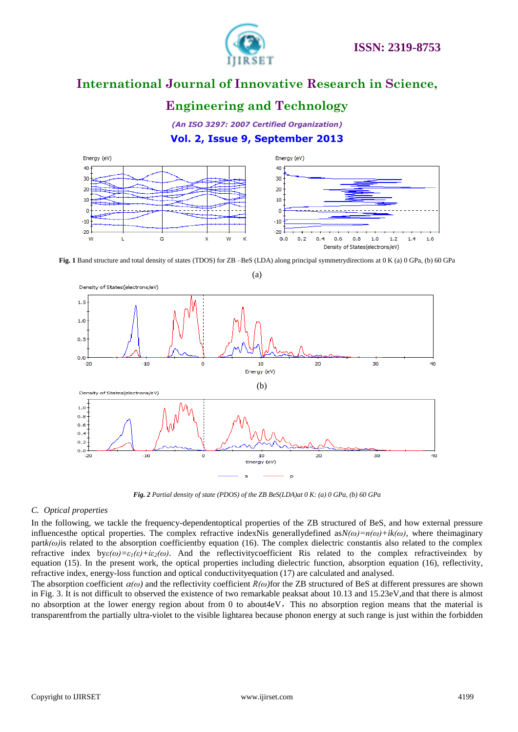Fig. 1 Band structure and total density of states (TDOS) for ZB –BeS (LDA) along principal symmetrydirections at 0 K (a) 0 GPa, (b) 60 GPa

*Fig. 2 Partial density of state (PDOS) of the ZB BeS(LDA)at 0 K: (a) 0 GPa, (b) 60 GPa*

### *C. Optical properties*

In the following, we tackle the frequency-dependentoptical properties of the ZB structured of BeS, and how external pressure influencesthe optical properties. The complex refractive indexNis generallydefined as$N(\omega)=n(\omega)+ik(\omega)$, where theimaginary part$k(\omega)$is related to the absorption coefficientby equation (16). The complex dielectric constantis also related to the complex refractive index by$\varepsilon(\omega)=\varepsilon_1(\varepsilon)+i\varepsilon_2(\omega)$. And the reflectivitycoefficient Ris related to the complex refractiveindex by equation (15). In the present work, the optical properties including dielectric function, absorption equation (16), reflectivity, refractive index, energy-loss function and optical conductivityequation (17) are calculated and analysed.

The absorption coefficient $\alpha(\omega)$ and the reflectivity coefficient $R(\omega)$for the ZB structured of BeS at different pressures are shown in Fig. 3. It is not difficult to observed the existence of two remarkable peaksat about 10.13 and 15.23eV,and that there is almost no absorption at the lower energy region about from 0 to about4eV，This no absorption region means that the material is transparentfrom the partially ultra-violet to the visible lightarea because phonon energy at such range is just within the forbidden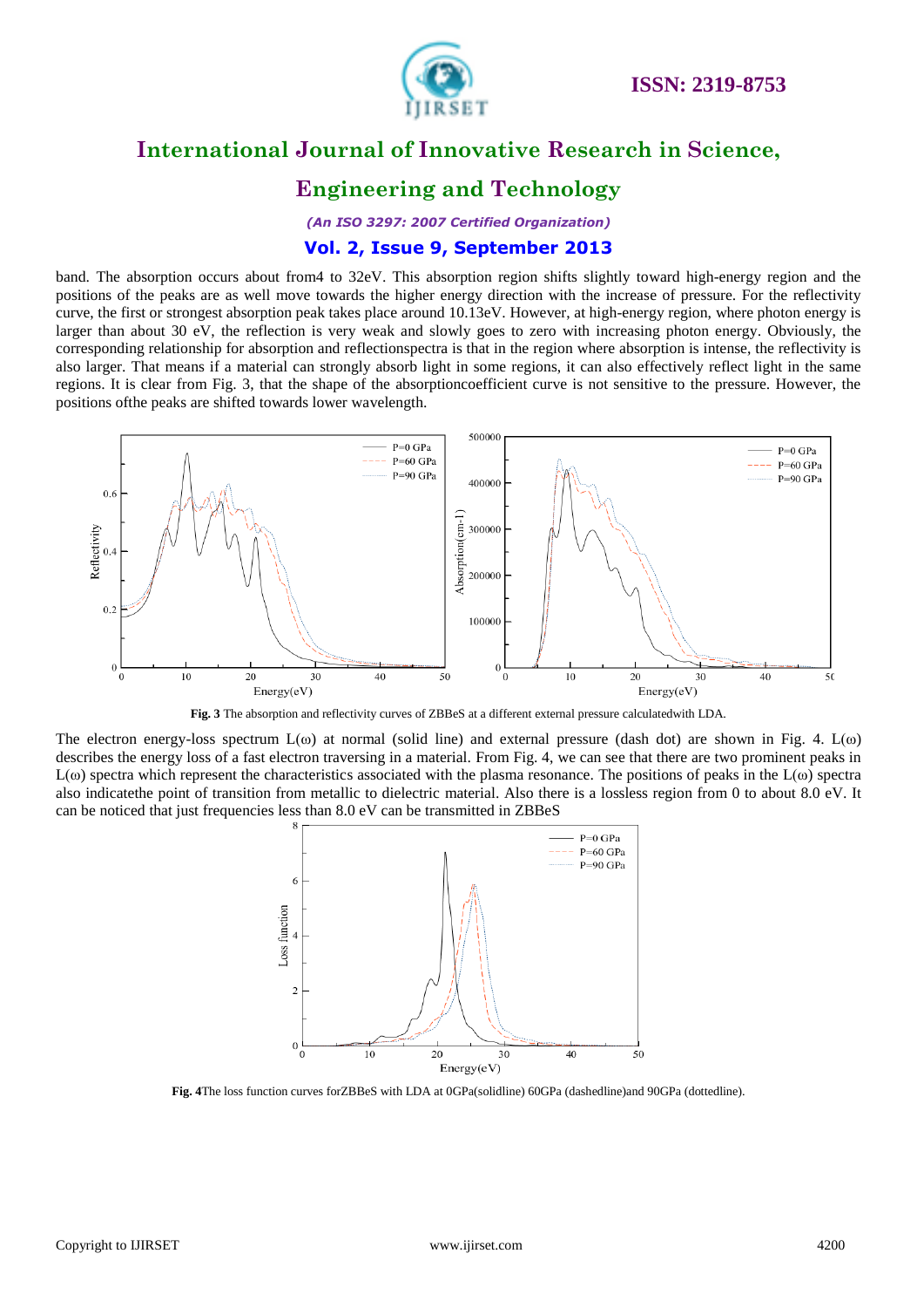band. The absorption occurs about from4 to 32eV. This absorption region shifts slightly toward high-energy region and the positions of the peaks are as well move towards the higher energy direction with the increase of pressure. For the reflectivity curve, the first or strongest absorption peak takes place around 10.13eV. However, at high-energy region, where photon energy is larger than about 30 eV, the reflection is very weak and slowly goes to zero with increasing photon energy. Obviously, the corresponding relationship for absorption and reflectionspectra is that in the region where absorption is intense, the reflectivity is also larger. That means if a material can strongly absorb light in some regions, it can also effectively reflect light in the same regions. It is clear from Fig. 3, that the shape of the absorptioncoefficient curve is not sensitive to the pressure. However, the positions ofthe peaks are shifted towards lower wavelength.

**Fig. 3** The absorption and reflectivity curves of ZBBeS at a different external pressure calculatedwith LDA.

The electron energy-loss spectrum L(ω) at normal (solid line) and external pressure (dash dot) are shown in Fig. 4. L(ω) describes the energy loss of a fast electron traversing in a material. From Fig. 4, we can see that there are two prominent peaks in L(ω) spectra which represent the characteristics associated with the plasma resonance. The positions of peaks in the L(ω) spectra also indicatethe point of transition from metallic to dielectric material. Also there is a lossless region from 0 to about 8.0 eV. It can be noticed that just frequencies less than 8.0 eV can be transmitted in ZBBeS

**Fig. 4**The loss function curves forZBBeS with LDA at 0GPa(solidline) 60GPa (dashedline)and 90GPa (dottedline).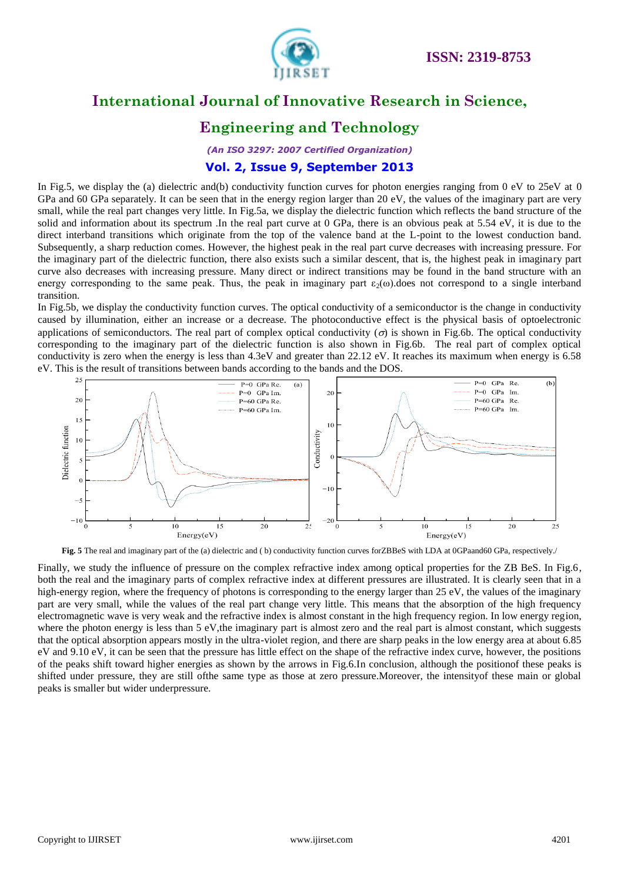In Fig.5, we display the (a) dielectric and(b) conductivity function curves for photon energies ranging from 0 eV to 25eV at 0 GPa and 60 GPa separately. It can be seen that in the energy region larger than 20 eV, the values of the imaginary part are very small, while the real part changes very little. In Fig.5a, we display the dielectric function which reflects the band structure of the solid and information about its spectrum .In the real part curve at 0 GPa, there is an obvious peak at 5.54 eV, it is due to the direct interband transitions which originate from the top of the valence band at the L-point to the lowest conduction band. Subsequently, a sharp reduction comes. However, the highest peak in the real part curve decreases with increasing pressure. For the imaginary part of the dielectric function, there also exists such a similar descent, that is, the highest peak in imaginary part curve also decreases with increasing pressure. Many direct or indirect transitions may be found in the band structure with an energy corresponding to the same peak. Thus, the peak in imaginary part $\varepsilon_2(\omega)$.does not correspond to a single interband transition.

In Fig.5b, we display the conductivity function curves. The optical conductivity of a semiconductor is the change in conductivity caused by illumination, either an increase or a decrease. The photoconductive effect is the physical basis of optoelectronic applications of semiconductors. The real part of complex optical conductivity ($\sigma$) is shown in Fig.6b. The optical conductivity corresponding to the imaginary part of the dielectric function is also shown in Fig.6b. The real part of complex optical conductivity is zero when the energy is less than 4.3eV and greater than 22.12 eV. It reaches its maximum when energy is 6.58 eV. This is the result of transitions between bands according to the bands and the DOS.

**Fig. 5** The real and imaginary part of the (a) dielectric and ( b) conductivity function curves forZBBeS with LDA at 0GPaand60 GPa, respectively./

Finally, we study the influence of pressure on the complex refractive index among optical properties for the ZB BeS. In Fig.6, both the real and the imaginary parts of complex refractive index at different pressures are illustrated. It is clearly seen that in a high-energy region, where the frequency of photons is corresponding to the energy larger than 25 eV, the values of the imaginary part are very small, while the values of the real part change very little. This means that the absorption of the high frequency electromagnetic wave is very weak and the refractive index is almost constant in the high frequency region. In low energy region, where the photon energy is less than 5 eV,the imaginary part is almost zero and the real part is almost constant, which suggests that the optical absorption appears mostly in the ultra-violet region, and there are sharp peaks in the low energy area at about 6.85 eV and 9.10 eV, it can be seen that the pressure has little effect on the shape of the refractive index curve, however, the positions of the peaks shift toward higher energies as shown by the arrows in Fig.6.In conclusion, although the positionof these peaks is shifted under pressure, they are still ofthe same type as those at zero pressure.Moreover, the intensityof these main or global peaks is smaller but wider underpressure.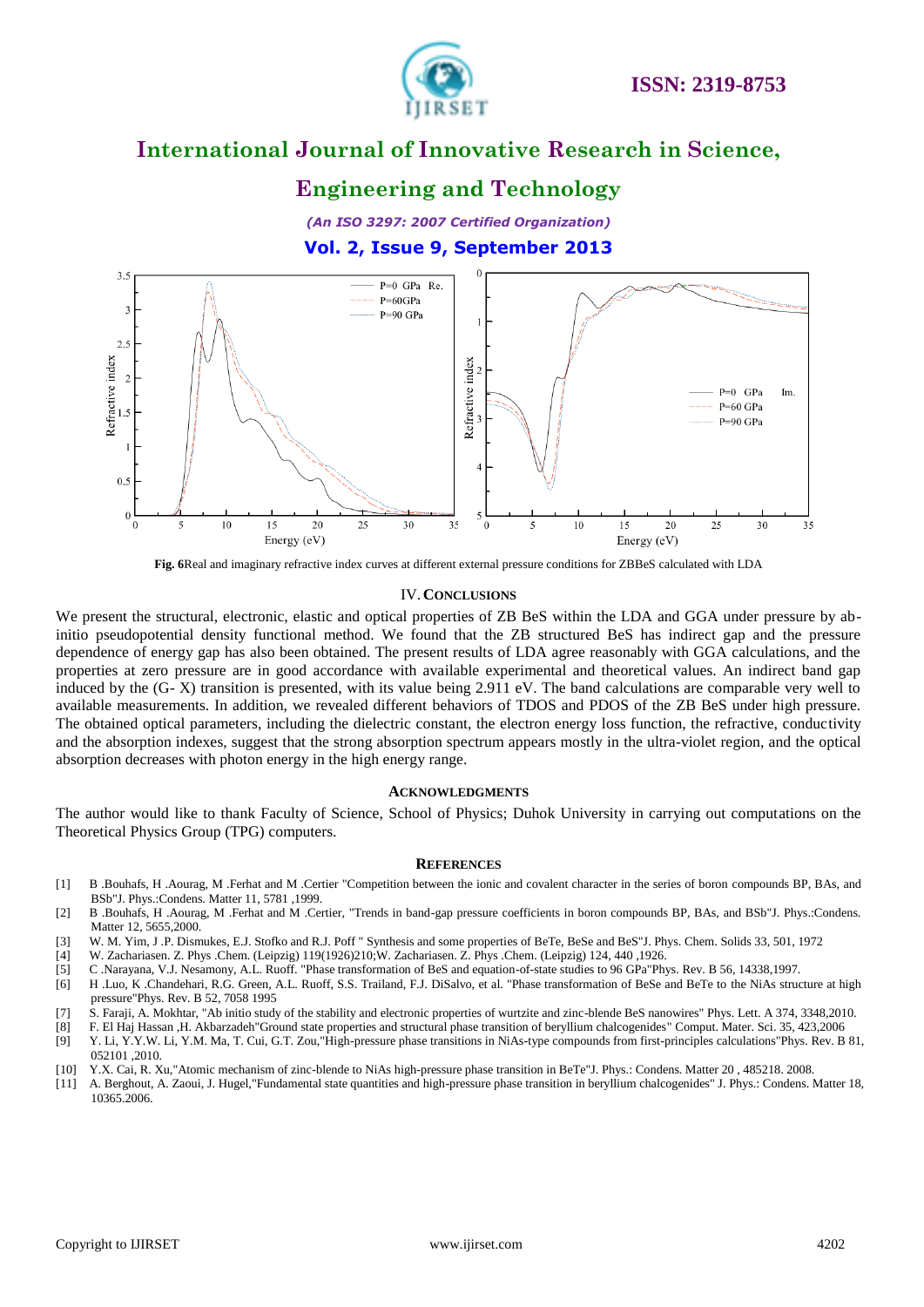**Fig. 6**Real and imaginary refractive index curves at different external pressure conditions for ZBBeS calculated with LDA

## IV. CONCLUSIONS

We present the structural, electronic, elastic and optical properties of ZB BeS within the LDA and GGA under pressure by ab-initio pseudopotential density functional method. We found that the ZB structured BeS has indirect gap and the pressure dependence of energy gap has also been obtained. The present results of LDA agree reasonably with GGA calculations, and the properties at zero pressure are in good accordance with available experimental and theoretical values. An indirect band gap induced by the (G- X) transition is presented, with its value being 2.911 eV. The band calculations are comparable very well to available measurements. In addition, we revealed different behaviors of TDOS and PDOS of the ZB BeS under high pressure. The obtained optical parameters, including the dielectric constant, the electron energy loss function, the refractive, conductivity and the absorption indexes, suggest that the strong absorption spectrum appears mostly in the ultra-violet region, and the optical absorption decreases with photon energy in the high energy range.

## ACKNOWLEDGMENTS

The author would like to thank Faculty of Science, School of Physics; Duhok University in carrying out computations on the Theoretical Physics Group (TPG) computers.

## REFERENCES

[1] B .Bouhafs, H .Aourag, M .Ferhat and M .Certier "Competition between the ionic and covalent character in the series of boron compounds BP, BAs, and BSb"J. Phys.:Condens. Matter 11, 5781 ,1999.

[2] B .Bouhafs, H .Aourag, M .Ferhat and M .Certier, "Trends in band-gap pressure coefficients in boron compounds BP, BAs, and BSb"J. Phys.:Condens. Matter 12, 5655,2000.

[3] W. M. Yim, J .P. Dismukes, E.J. Stofko and R.J. Poff " Synthesis and some properties of BeTe, BeSe and BeS"J. Phys. Chem. Solids 33, 501, 1972

[4] W. Zachariasen. Z. Phys .Chem. (Leipzig) 119(1926)210;W. Zachariasen. Z. Phys .Chem. (Leipzig) 124, 440 ,1926.

[5] C .Narayana, V.J. Nesamony, A.L. Ruoff. "Phase transformation of BeS and equation-of-state studies to 96 GPa"Phys. Rev. B 56, 14338,1997.

[6] H .Luo, K .Chandehari, R.G. Green, A.L. Ruoff, S.S. Trailand, F.J. DiSalvo, et al. "Phase transformation of BeSe and BeTe to the NiAs structure at high pressure"Phys. Rev. B 52, 7058 1995

[7] S. Faraji, A. Mokhtar, "Ab initio study of the stability and electronic properties of wurtzite and zinc-blende BeS nanowires" Phys. Lett. A 374, 3348,2010.

[8] F. El Haj Hassan ,H. Akbarzadeh"Ground state properties and structural phase transition of beryllium chalcogenides" Comput. Mater. Sci. 35, 423,2006

[9] Y. Li, Y.Y.W. Li, Y.M. Ma, T. Cui, G.T. Zou,"High-pressure phase transitions in NiAs-type compounds from first-principles calculations"Phys. Rev. B 81, 052101 ,2010.

[10] Y.X. Cai, R. Xu,"Atomic mechanism of zinc-blende to NiAs high-pressure phase transition in BeTe"J. Phys.: Condens. Matter 20 , 485218. 2008.

[11] A. Berghout, A. Zaoui, J. Hugel,"Fundamental state quantities and high-pressure phase transition in beryllium chalcogenides" J. Phys.: Condens. Matter 18, 10365.2006.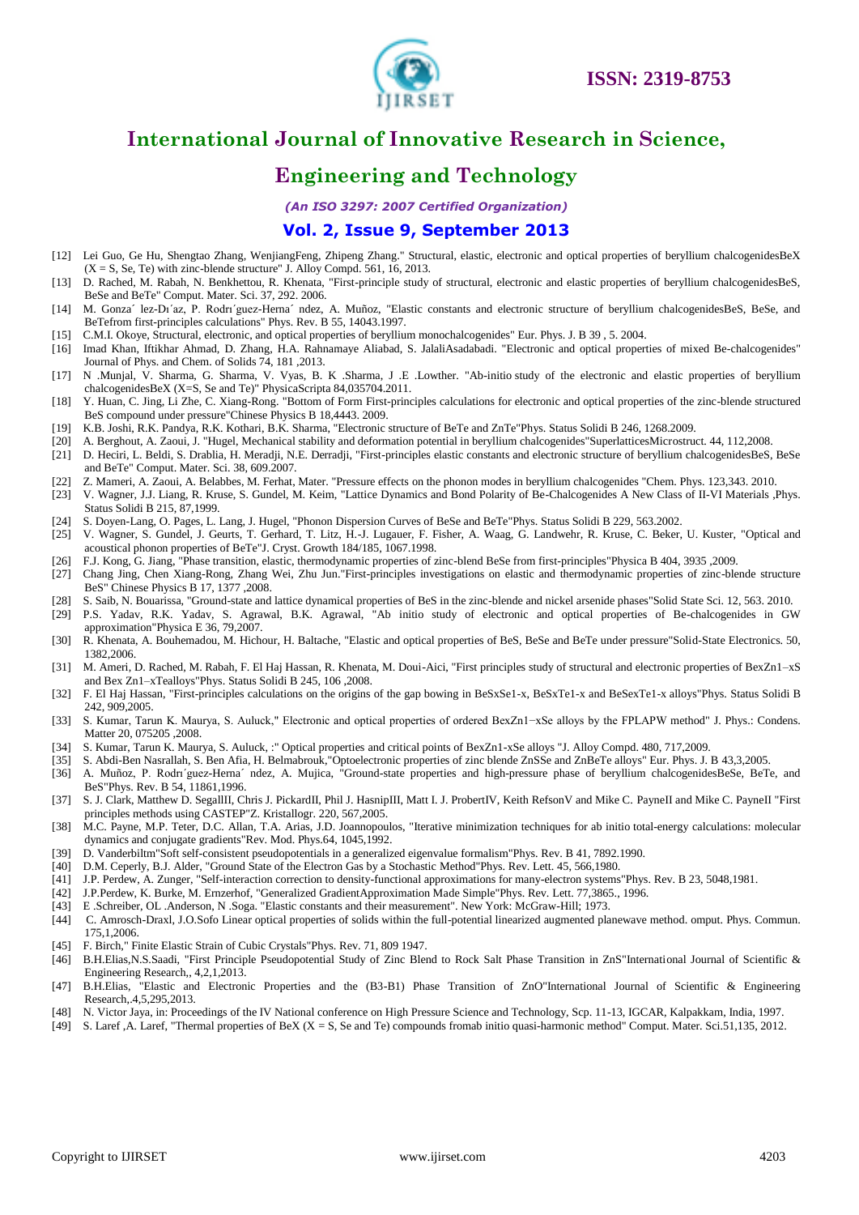[12] Lei Guo, Ge Hu, Shengtao Zhang, WenjiangFeng, Zhipeng Zhang." Structural, elastic, electronic and optical properties of beryllium chalcogenidesBeX (X = S, Se, Te) with zinc-blende structure" J. Alloy Compd. 561, 16, 2013.

[13] D. Rached, M. Rabah, N. Benkhettou, R. Khenata, "First-principle study of structural, electronic and elastic properties of beryllium chalcogenidesBeS, BeSe and BeTe" Comput. Mater. Sci. 37, 292. 2006.

[14] M. Gonza´ lez-Dı´az, P. Rodrı´guez-Herna´ ndez, A. Muñoz, "Elastic constants and electronic structure of beryllium chalcogenidesBeS, BeSe, and BeTefrom first-principles calculations" Phys. Rev. B 55, 14043.1997.

[15] C.M.I. Okoye, Structural, electronic, and optical properties of beryllium monochalcogenides" Eur. Phys. J. B 39 , 5. 2004.

[16] Imad Khan, Iftikhar Ahmad, D. Zhang, H.A. Rahnamaye Aliabad, S. JalaliAsadabadi. "Electronic and optical properties of mixed Be-chalcogenides" Journal of Phys. and Chem. of Solids 74, 181 ,2013.

[17] N .Munjal, V. Sharma, G. Sharma, V. Vyas, B. K .Sharma, J .E .Lowther. "Ab-initio study of the electronic and elastic properties of beryllium chalcogenidesBeX (X=S, Se and Te)" PhysicaScripta 84,035704.2011.

[18] Y. Huan, C. Jing, Li Zhe, C. Xiang-Rong. "Bottom of Form First-principles calculations for electronic and optical properties of the zinc-blende structured BeS compound under pressure"Chinese Physics B 18,4443. 2009.

[19] K.B. Joshi, R.K. Pandya, R.K. Kothari, B.K. Sharma, "Electronic structure of BeTe and ZnTe"Phys. Status Solidi B 246, 1268.2009.

[20] A. Berghout, A. Zaoui, J. "Hugel, Mechanical stability and deformation potential in beryllium chalcogenides"SuperlatticesMicrostruct. 44, 112,2008.

[21] D. Heciri, L. Beldi, S. Drablia, H. Meradji, N.E. Derradji, "First-principles elastic constants and electronic structure of beryllium chalcogenidesBeS, BeSe and BeTe" Comput. Mater. Sci. 38, 609.2007.

[22] Z. Mameri, A. Zaoui, A. Belabbes, M. Ferhat, Mater. "Pressure effects on the phonon modes in beryllium chalcogenides "Chem. Phys. 123,343. 2010.

[23] V. Wagner, J.J. Liang, R. Kruse, S. Gundel, M. Keim, "Lattice Dynamics and Bond Polarity of Be-Chalcogenides A New Class of II-VI Materials ,Phys. Status Solidi B 215, 87,1999.

[24] S. Doyen-Lang, O. Pages, L. Lang, J. Hugel, "Phonon Dispersion Curves of BeSe and BeTe"Phys. Status Solidi B 229, 563.2002.

[25] V. Wagner, S. Gundel, J. Geurts, T. Gerhard, T. Litz, H.-J. Lugauer, F. Fisher, A. Waag, G. Landwehr, R. Kruse, C. Beker, U. Kuster, "Optical and acoustical phonon properties of BeTe"J. Cryst. Growth 184/185, 1067.1998.

[26] F.J. Kong, G. Jiang, "Phase transition, elastic, thermodynamic properties of zinc-blend BeSe from first-principles"Physica B 404, 3935 ,2009.

[27] Chang Jing, Chen Xiang-Rong, Zhang Wei, Zhu Jun."First-principles investigations on elastic and thermodynamic properties of zinc-blende structure BeS" Chinese Physics B 17, 1377 ,2008.

[28] S. Saib, N. Bouarissa, "Ground-state and lattice dynamical properties of BeS in the zinc-blende and nickel arsenide phases"Solid State Sci. 12, 563. 2010.

[29] P.S. Yadav, R.K. Yadav, S. Agrawal, B.K. Agrawal, "Ab initio study of electronic and optical properties of Be-chalcogenides in GW approximation"Physica E 36, 79,2007.

[30] R. Khenata, A. Bouhemadou, M. Hichour, H. Baltache, "Elastic and optical properties of BeS, BeSe and BeTe under pressure"Solid-State Electronics. 50, 1382,2006.

[31] M. Ameri, D. Rached, M. Rabah, F. El Haj Hassan, R. Khenata, M. Doui-Aici, "First principles study of structural and electronic properties of BexZn1–xS and Bex Zn1–xTealloys"Phys. Status Solidi B 245, 106 ,2008.

[32] F. El Haj Hassan, "First-principles calculations on the origins of the gap bowing in BeSxSe1-x, BeSxTe1-x and BeSexTe1-x alloys"Phys. Status Solidi B 242, 909,2005.

[33] S. Kumar, Tarun K. Maurya, S. Auluck," Electronic and optical properties of ordered BexZn1−xSe alloys by the FPLAPW method" J. Phys.: Condens. Matter 20, 075205 ,2008.

[34] S. Kumar, Tarun K. Maurya, S. Auluck, :" Optical properties and critical points of BexZn1-xSe alloys "J. Alloy Compd. 480, 717,2009.

[35] S. Abdi-Ben Nasrallah, S. Ben Afia, H. Belmabrouk,"Optoelectronic properties of zinc blende ZnSSe and ZnBeTe alloys" Eur. Phys. J. B 43,3,2005.

[36] A. Muñoz, P. Rodrı´guez-Herna´ ndez, A. Mujica, "Ground-state properties and high-pressure phase of beryllium chalcogenidesBeSe, BeTe, and BeS"Phys. Rev. B 54, 11861,1996.

[37] S. J. Clark, Matthew D. SegallII, Chris J. PickardII, Phil J. HasnipIII, Matt I. J. ProbertIV, Keith RefsonV and Mike C. PayneII and Mike C. PayneII "First principles methods using CASTEP"Z. Kristallogr. 220, 567,2005.

[38] M.C. Payne, M.P. Teter, D.C. Allan, T.A. Arias, J.D. Joannopoulos, "Iterative minimization techniques for ab initio total-energy calculations: molecular dynamics and conjugate gradients"Rev. Mod. Phys.64, 1045,1992.

[39] D. Vanderbiltm"Soft self-consistent pseudopotentials in a generalized eigenvalue formalism"Phys. Rev. B 41, 7892.1990.

[40] D.M. Ceperly, B.J. Alder, "Ground State of the Electron Gas by a Stochastic Method"Phys. Rev. Lett. 45, 566,1980.

[41] J.P. Perdew, A. Zunger, "Self-interaction correction to density-functional approximations for many-electron systems"Phys. Rev. B 23, 5048,1981.

[42] J.P.Perdew, K. Burke, M. Ernzerhof, "Generalized GradientApproximation Made Simple"Phys. Rev. Lett. 77,3865., 1996.

[43] E .Schreiber, OL .Anderson, N .Soga. "Elastic constants and their measurement". New York: McGraw-Hill; 1973.

[44] C. Amrosch-Draxl, J.O.Sofo Linear optical properties of solids within the full-potential linearized augmented planewave method. omput. Phys. Commun. 175,1,2006.

[45] F. Birch," Finite Elastic Strain of Cubic Crystals"Phys. Rev. 71, 809 1947.

[46] B.H.Elias,N.S.Saadi, "First Principle Pseudopotential Study of Zinc Blend to Rock Salt Phase Transition in ZnS"International Journal of Scientific & Engineering Research,, 4,2,1,2013.

[47] B.H.Elias, "Elastic and Electronic Properties and the (B3-B1) Phase Transition of ZnO"International Journal of Scientific & Engineering Research,.4,5,295,2013.

[48] N. Victor Jaya, in: Proceedings of the IV National conference on High Pressure Science and Technology, Scp. 11-13, IGCAR, Kalpakkam, India, 1997.

[49] S. Laref ,A. Laref, "Thermal properties of BeX (X = S, Se and Te) compounds fromab initio quasi-harmonic method" Comput. Mater. Sci.51,135, 2012.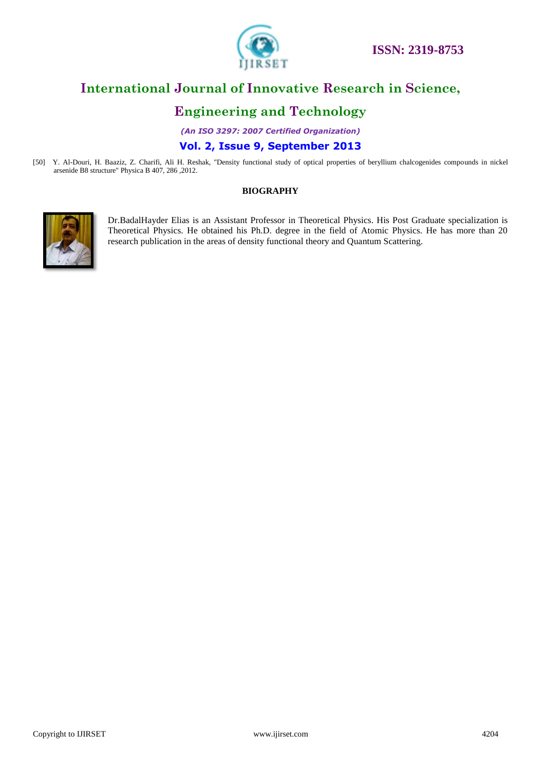[50] Y. Al-Douri, H. Baaziz, Z. Charifi, Ali H. Reshak, "Density functional study of optical properties of beryllium chalcogenides compounds in nickel arsenide B8 structure" Physica B 407, 286 ,2012.

## BIOGRAPHY

Dr.BadalHayder Elias is an Assistant Professor in Theoretical Physics. His Post Graduate specialization is Theoretical Physics. He obtained his Ph.D. degree in the field of Atomic Physics. He has more than 20 research publication in the areas of density functional theory and Quantum Scattering.